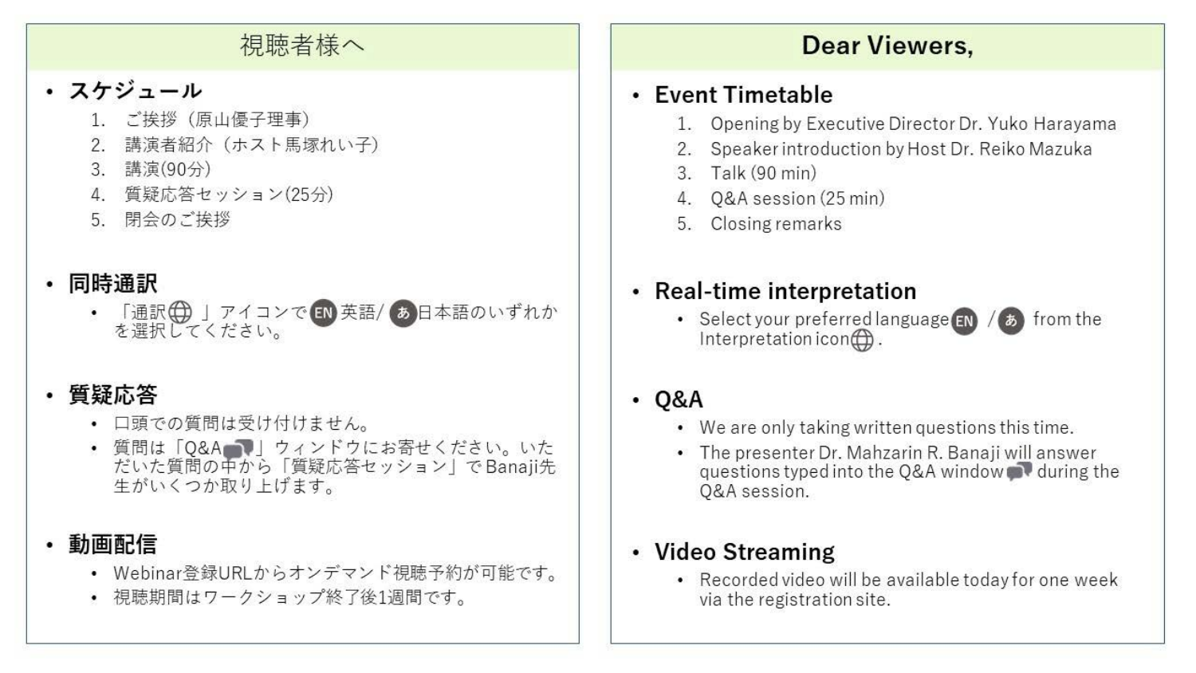## 視聴者様へ

- **スケジュール**
  1. ご挨拶（原山優子理事）
  2. 講演者紹介（ホスト馬塚れい子）
  3. 講演(90分)
  4. 質疑応答セッション(25分)
  5. 閉会のご挨拶

- **同時通訳**
  - 「通訳🌐」アイコンで EN 英語/ あ 日本語のいずれかを選択してください。

- **質疑応答**
  - 口頭での質問は受け付けません。
  - 質問は「Q&A💬」ウィンドウにお寄せください。いただいた質問の中から「質疑応答セッション」でBanaji先生がいくつか取り上げます。

- **動画配信**
  - Webinar登録URLからオンデマンド視聴予約が可能です。
  - 視聴期間はワークショップ終了後1週間です。

## Dear Viewers,

- **Event Timetable**
  1. Opening by Executive Director Dr. Yuko Harayama
  2. Speaker introduction by Host Dr. Reiko Mazuka
  3. Talk (90 min)
  4. Q&A session (25 min)
  5. Closing remarks

- **Real-time interpretation**
  - Select your preferred language EN / あ from the Interpretation icon🌐.

- **Q&A**
  - We are only taking written questions this time.
  - The presenter Dr. Mahzarin R. Banaji will answer questions typed into the Q&A window💬 during the Q&A session.

- **Video Streaming**
  - Recorded video will be available today for one week via the registration site.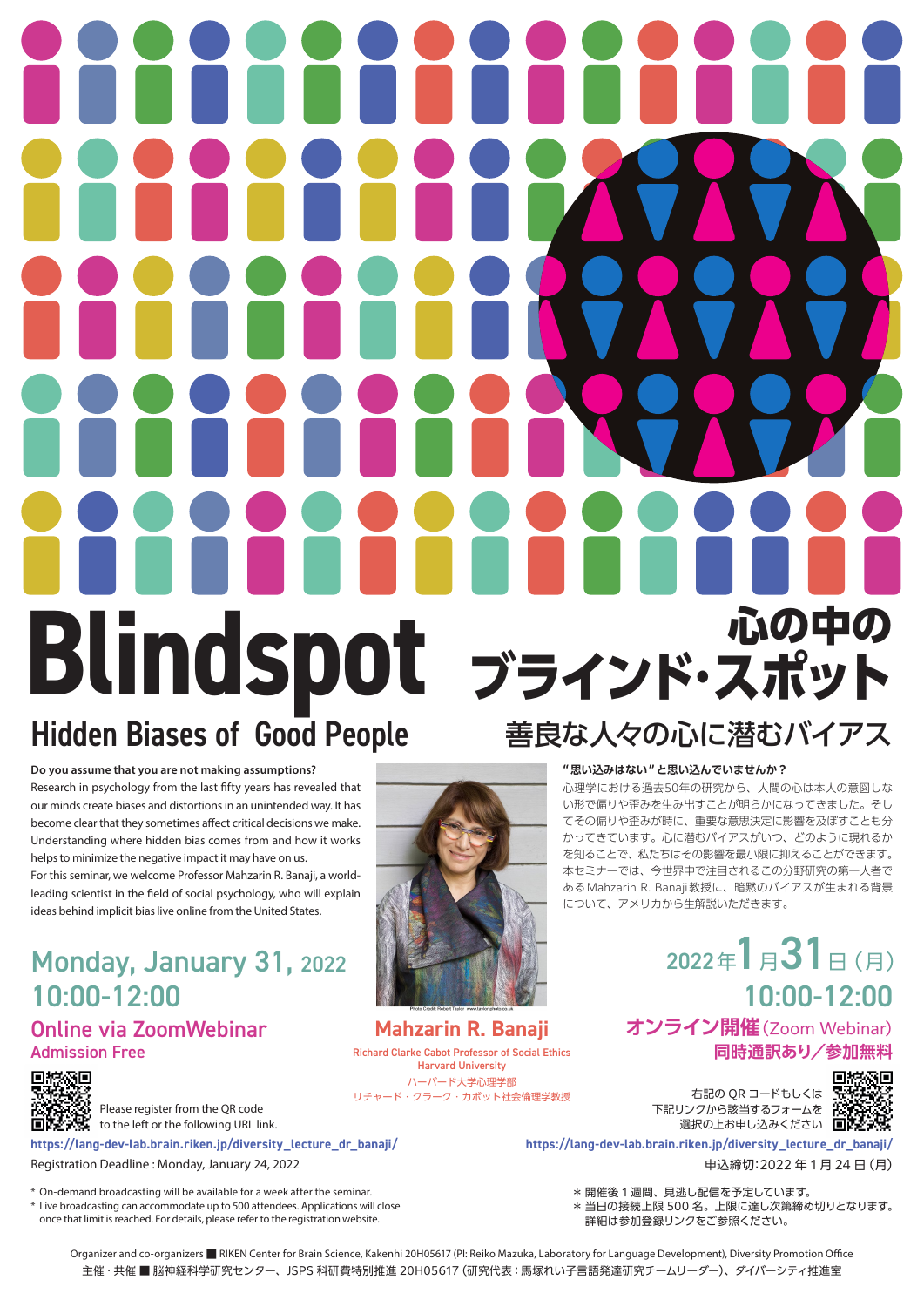# Blindspot

## Hidden Biases of Good People

# 心の中のブラインド・スポット

## 善良な人々の心に潜むバイアス

**Do you assume that you are not making assumptions?**

Research in psychology from the last fifty years has revealed that our minds create biases and distortions in an unintended way. It has become clear that they sometimes affect critical decisions we make. Understanding where hidden bias comes from and how it works helps to minimize the negative impact it may have on us.

For this seminar, we welcome Professor Mahzarin R. Banaji, a world-leading scientist in the field of social psychology, who will explain ideas behind implicit bias live online from the United States.

**"思い込みはない"と思い込んでいませんか？**

心理学における過去50年の研究から、人間の心は本人の意図しない形で偏りや歪みを生み出すことが明らかになってきました。そしてその偏りや歪みが時に、重要な意思決定に影響を及ぼすことも分かってきています。心に潜むバイアスがいつ、どのように現れるかを知ることで、私たちはその影響を最小限に抑えることができます。本セミナーでは、今世界中で注目されるこの分野研究の第一人者であるMahzarin R. Banaji教授に、暗黙のバイアスが生まれる背景について、アメリカから生解説いただきます。

Photo Credit: Robert Taylor www.taylor-photo.co.uk

**Mahzarin R. Banaji**

Richard Clarke Cabot Professor of Social Ethics
Harvard University

ハーバード大学心理学部
リチャード・クラーク・カボット社会倫理学教授

## Monday, January 31, 2022
## 10:00-12:00

**Online via ZoomWebinar**
**Admission Free**

Please register from the QR code to the left or the following URL link.

https://lang-dev-lab.brain.riken.jp/diversity_lecture_dr_banaji/

Registration Deadline : Monday, January 24, 2022

\* On-demand broadcasting will be available for a week after the seminar.
\* Live broadcasting can accommodate up to 500 attendees. Applications will close once that limit is reached. For details, please refer to the registration website.

## 2022年1月31日（月）
## 10:00-12:00

**オンライン開催（Zoom Webinar）**
**同時通訳あり／参加無料**

右記のQRコードもしくは下記リンクから該当するフォームを選択の上お申し込みください

https://lang-dev-lab.brain.riken.jp/diversity_lecture_dr_banaji/

申込締切：2022年1月24日（月）

＊開催後1週間、見逃し配信を予定しています。
＊当日の接続上限500名。上限に達し次第締め切りとなります。詳細は参加登録リンクをご参照ください。

Organizer and co-organizers ■ RIKEN Center for Brain Science, Kakenhi 20H05617 (PI: Reiko Mazuka, Laboratory for Language Development), Diversity Promotion Office

主催・共催 ■ 脳神経科学研究センター、JSPS科研費特別推進20H05617（研究代表：馬塚れい子言語発達研究チームリーダー）、ダイバーシティ推進室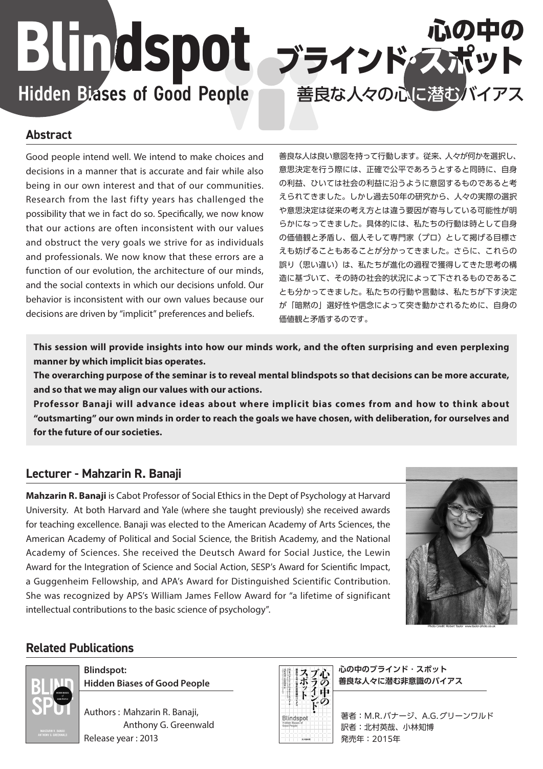# Blindspot

## Hidden Biases of Good People

# 心の中のブラインド・スポット

## 善良な人々の心に潜むバイアス

### Abstract

Good people intend well. We intend to make choices and decisions in a manner that is accurate and fair while also being in our own interest and that of our communities. Research from the last fifty years has challenged the possibility that we in fact do so. Specifically, we now know that our actions are often inconsistent with our values and obstruct the very goals we strive for as individuals and professionals. We now know that these errors are a function of our evolution, the architecture of our minds, and the social contexts in which our decisions unfold. Our behavior is inconsistent with our own values because our decisions are driven by "implicit" preferences and beliefs.

善良な人は良い意図を持って行動します。従来、人々が何かを選択し、意思決定を行う際には、正確で公平であろうとすると同時に、自身の利益、ひいては社会の利益に沿うように意図するものであると考えられてきました。しかし過去50年の研究から、人々の実際の選択や意思決定は従来の考え方とは違う要因が寄与している可能性が明らかになってきました。具体的には、私たちの行動は時として自身の価値観と矛盾し、個人そして専門家（プロ）として掲げる目標さえも妨げることもあることが分かってきました。さらに、これらの誤り（思い違い）は、私たちが進化の過程で獲得してきた思考の構造に基づいて、その時の社会的状況によって下されるものであることも分かってきました。私たちの行動や言動は、私たちが下す決定が「暗黙の」選好性や信念によって突き動かされるために、自身の価値観と矛盾するのです。

**This session will provide insights into how our minds work, and the often surprising and even perplexing manner by which implicit bias operates.**
**The overarching purpose of the seminar is to reveal mental blindspots so that decisions can be more accurate, and so that we may align our values with our actions.**
**Professor Banaji will advance ideas about where implicit bias comes from and how to think about "outsmarting" our own minds in order to reach the goals we have chosen, with deliberation, for ourselves and for the future of our societies.**

### Lecturer - Mahzarin R. Banaji

**Mahzarin R. Banaji** is Cabot Professor of Social Ethics in the Dept of Psychology at Harvard University. At both Harvard and Yale (where she taught previously) she received awards for teaching excellence. Banaji was elected to the American Academy of Arts Sciences, the American Academy of Political and Social Science, the British Academy, and the National Academy of Sciences. She received the Deutsch Award for Social Justice, the Lewin Award for the Integration of Science and Social Action, SESP's Award for Scientific Impact, a Guggenheim Fellowship, and APA's Award for Distinguished Scientific Contribution. She was recognized by APS's William James Fellow Award for "a lifetime of significant intellectual contributions to the basic science of psychology".

Photo Credit: Robert Taylor www.taylor-photo.co.uk

### Related Publications

**Blindspot: Hidden Biases of Good People**

Authors : Mahzarin R. Banaji, Anthony G. Greenwald
Release year : 2013

**心の中のブラインド・スポット 善良な人々に潜む非意識のバイアス**

著者：M.R.バナージ、A.G.グリーンワルド
訳者：北村英哉、小林知博
発売年：2015年